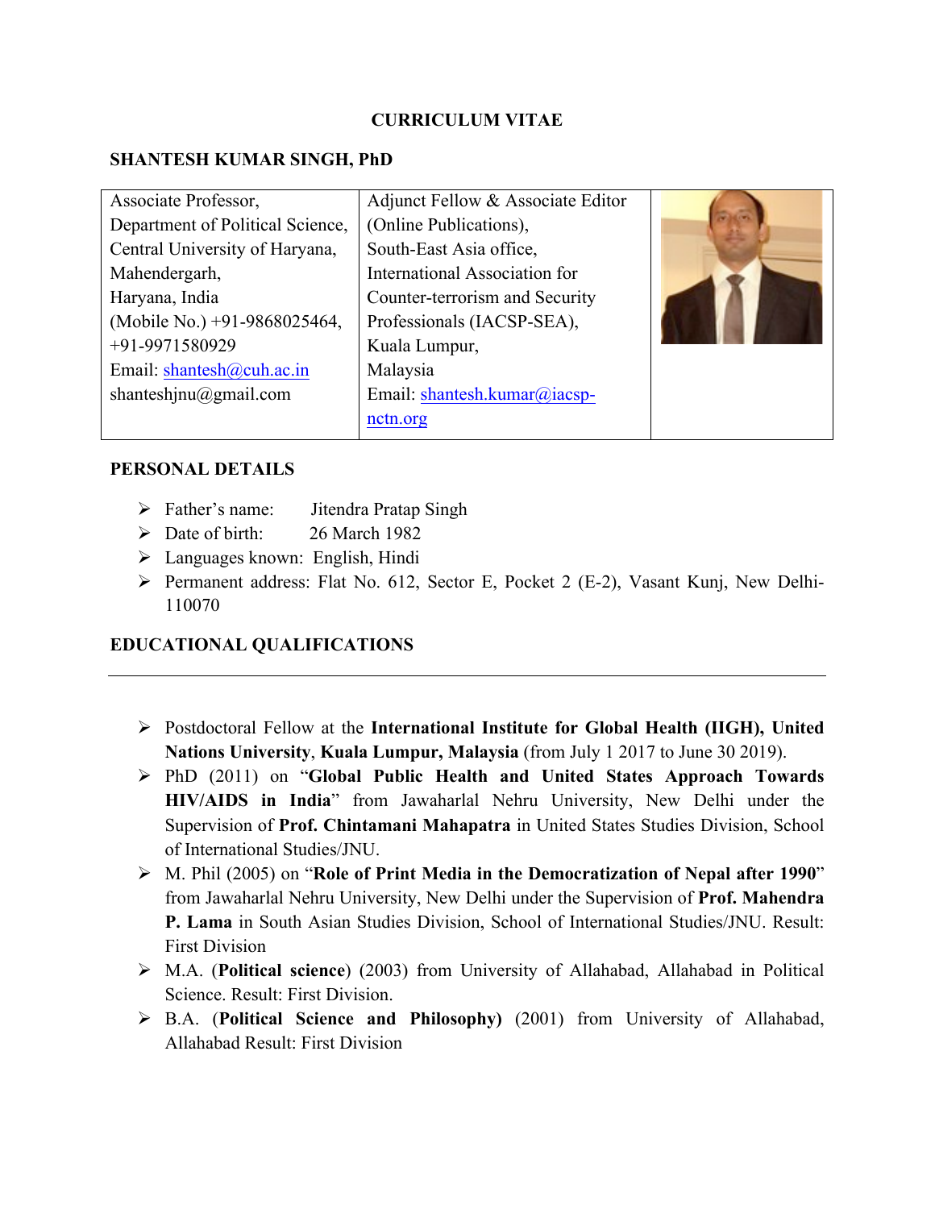# CURRICULUM VITAE

## SHANTESH KUMAR SINGH, PhD

| Associate Professor,<br>Department of Political Science,<br>Central University of Haryana,<br>Mahendergarh,<br>Haryana, India<br>(Mobile No.) +91-9868025464,<br>+91-9971580929<br>Email: shantesh@cuh.ac.in<br>shanteshjnu@gmail.com | Adjunct Fellow & Associate Editor<br>(Online Publications),<br>South-East Asia office,<br>International Association for<br>Counter-terrorism and Security<br>Professionals (IACSP-SEA),<br>Kuala Lumpur,<br>Malaysia<br>Email: shantesh.kumar@iacsp-nctn.org | |
|---|---|---|

## PERSONAL DETAILS

- Father's name: Jitendra Pratap Singh
- Date of birth: 26 March 1982
- Languages known: English, Hindi
- Permanent address: Flat No. 612, Sector E, Pocket 2 (E-2), Vasant Kunj, New Delhi-110070

## EDUCATIONAL QUALIFICATIONS

- Postdoctoral Fellow at the **International Institute for Global Health (IIGH), United Nations University**, **Kuala Lumpur, Malaysia** (from July 1 2017 to June 30 2019).
- PhD (2011) on "**Global Public Health and United States Approach Towards HIV/AIDS in India**" from Jawaharlal Nehru University, New Delhi under the Supervision of **Prof. Chintamani Mahapatra** in United States Studies Division, School of International Studies/JNU.
- M. Phil (2005) on "**Role of Print Media in the Democratization of Nepal after 1990**" from Jawaharlal Nehru University, New Delhi under the Supervision of **Prof. Mahendra P. Lama** in South Asian Studies Division, School of International Studies/JNU. Result: First Division
- M.A. (**Political science**) (2003) from University of Allahabad, Allahabad in Political Science. Result: First Division.
- B.A. (**Political Science and Philosophy)** (2001) from University of Allahabad, Allahabad Result: First Division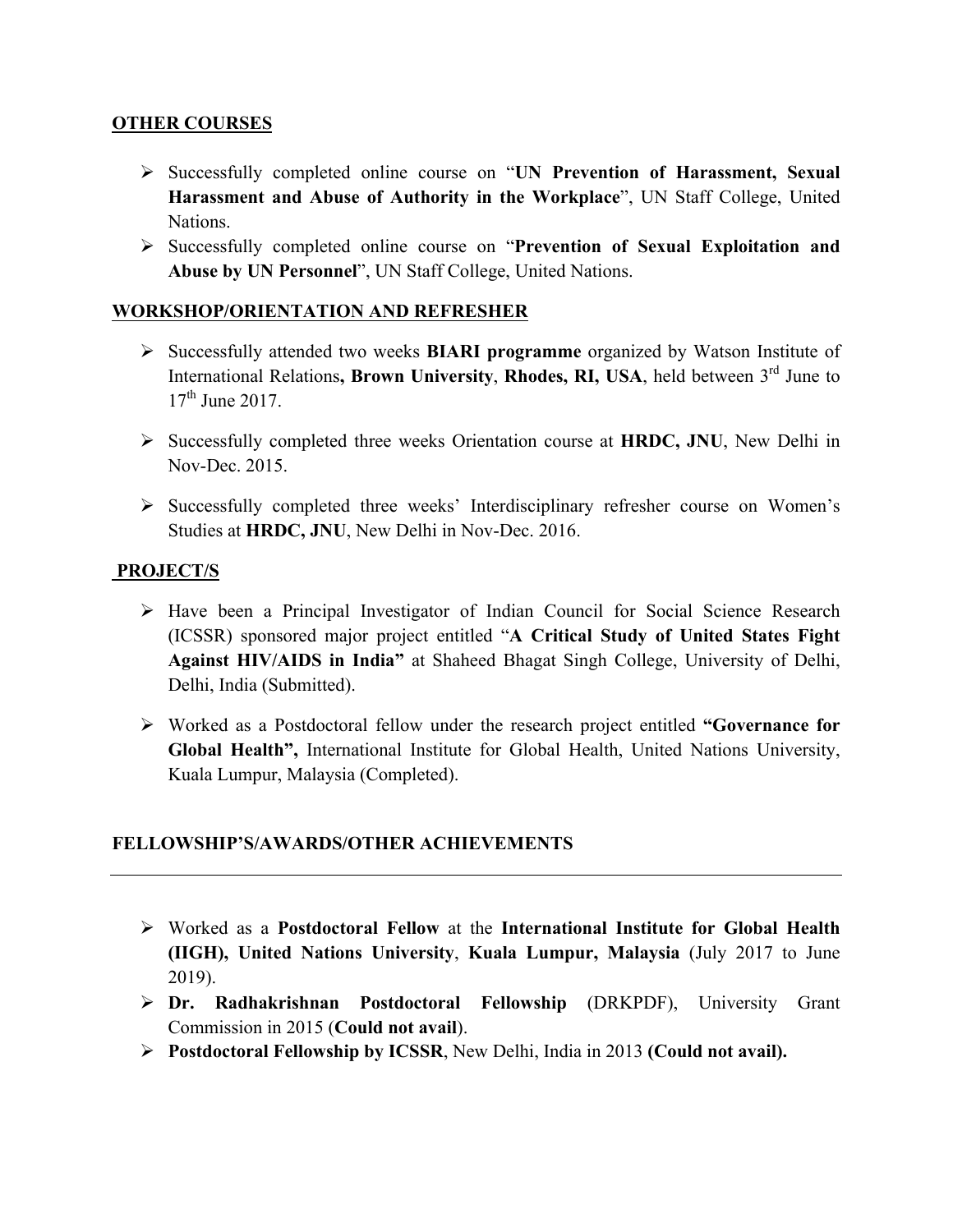## OTHER COURSES

- Successfully completed online course on "**UN Prevention of Harassment, Sexual Harassment and Abuse of Authority in the Workplace**", UN Staff College, United Nations.
- Successfully completed online course on "**Prevention of Sexual Exploitation and Abuse by UN Personnel**", UN Staff College, United Nations.

## WORKSHOP/ORIENTATION AND REFRESHER

- Successfully attended two weeks **BIARI programme** organized by Watson Institute of International Relations**, Brown University**, **Rhodes, RI, USA**, held between 3rd June to 17th June 2017.

- Successfully completed three weeks Orientation course at **HRDC, JNU**, New Delhi in Nov-Dec. 2015.

- Successfully completed three weeks' Interdisciplinary refresher course on Women's Studies at **HRDC, JNU**, New Delhi in Nov-Dec. 2016.

## PROJECT/S

- Have been a Principal Investigator of Indian Council for Social Science Research (ICSSR) sponsored major project entitled "**A Critical Study of United States Fight Against HIV/AIDS in India"** at Shaheed Bhagat Singh College, University of Delhi, Delhi, India (Submitted).

- Worked as a Postdoctoral fellow under the research project entitled **"Governance for Global Health",** International Institute for Global Health, United Nations University, Kuala Lumpur, Malaysia (Completed).

## FELLOWSHIP'S/AWARDS/OTHER ACHIEVEMENTS

- Worked as a **Postdoctoral Fellow** at the **International Institute for Global Health (IIGH), United Nations University**, **Kuala Lumpur, Malaysia** (July 2017 to June 2019).
- **Dr. Radhakrishnan Postdoctoral Fellowship** (DRKPDF), University Grant Commission in 2015 (**Could not avail**).
- **Postdoctoral Fellowship by ICSSR**, New Delhi, India in 2013 **(Could not avail).**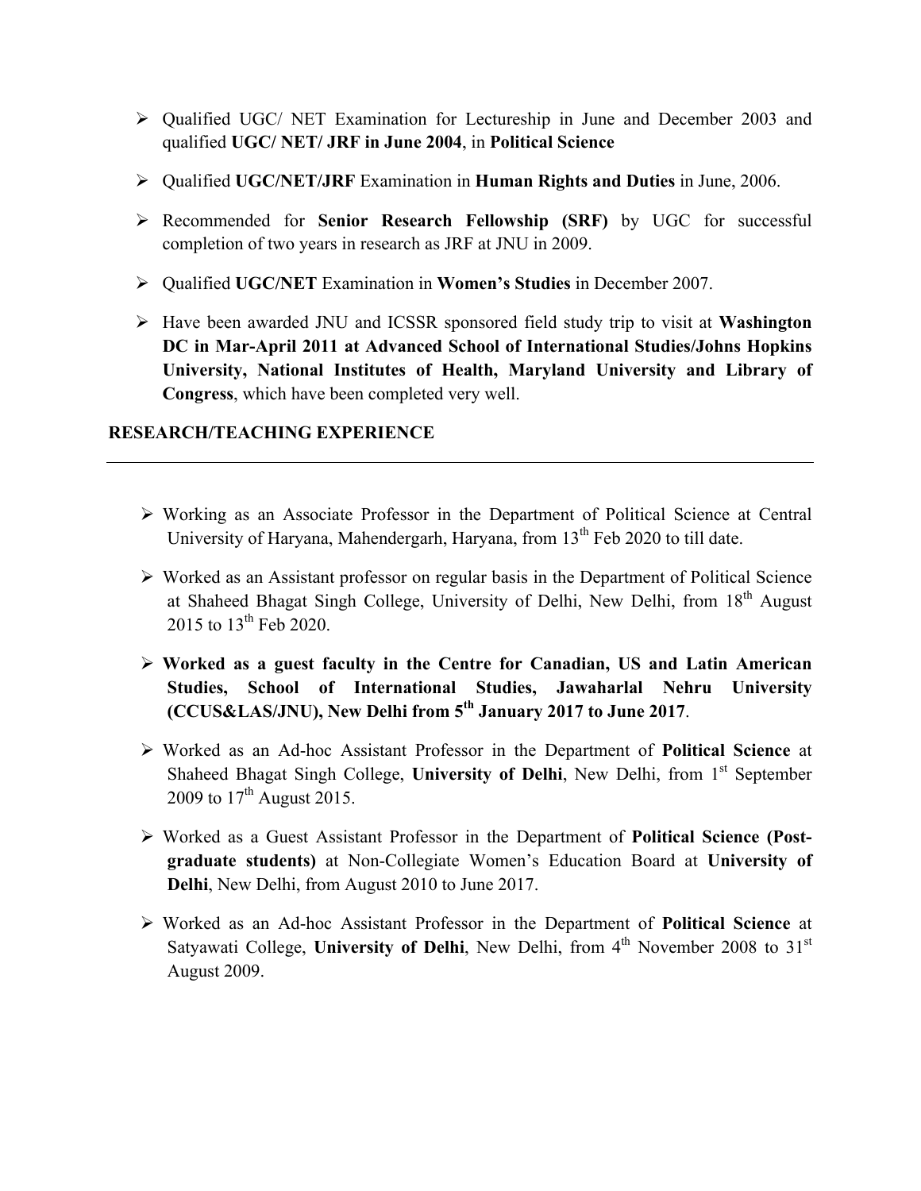- Qualified UGC/ NET Examination for Lectureship in June and December 2003 and qualified **UGC/ NET/ JRF in June 2004**, in **Political Science**
- Qualified **UGC/NET/JRF** Examination in **Human Rights and Duties** in June, 2006.
- Recommended for **Senior Research Fellowship (SRF)** by UGC for successful completion of two years in research as JRF at JNU in 2009.
- Qualified **UGC/NET** Examination in **Women's Studies** in December 2007.
- Have been awarded JNU and ICSSR sponsored field study trip to visit at **Washington DC in Mar-April 2011 at Advanced School of International Studies/Johns Hopkins University, National Institutes of Health, Maryland University and Library of Congress**, which have been completed very well.

**RESEARCH/TEACHING EXPERIENCE**

---

- Working as an Associate Professor in the Department of Political Science at Central University of Haryana, Mahendergarh, Haryana, from 13th Feb 2020 to till date.
- Worked as an Assistant professor on regular basis in the Department of Political Science at Shaheed Bhagat Singh College, University of Delhi, New Delhi, from 18th August 2015 to 13th Feb 2020.
- **Worked as a guest faculty in the Centre for Canadian, US and Latin American Studies, School of International Studies, Jawaharlal Nehru University (CCUS&LAS/JNU), New Delhi from 5th January 2017 to June 2017**.
- Worked as an Ad-hoc Assistant Professor in the Department of **Political Science** at Shaheed Bhagat Singh College, **University of Delhi**, New Delhi, from 1st September 2009 to 17th August 2015.
- Worked as a Guest Assistant Professor in the Department of **Political Science (Post-graduate students)** at Non-Collegiate Women's Education Board at **University of Delhi**, New Delhi, from August 2010 to June 2017.
- Worked as an Ad-hoc Assistant Professor in the Department of **Political Science** at Satyawati College, **University of Delhi**, New Delhi, from 4th November 2008 to 31st August 2009.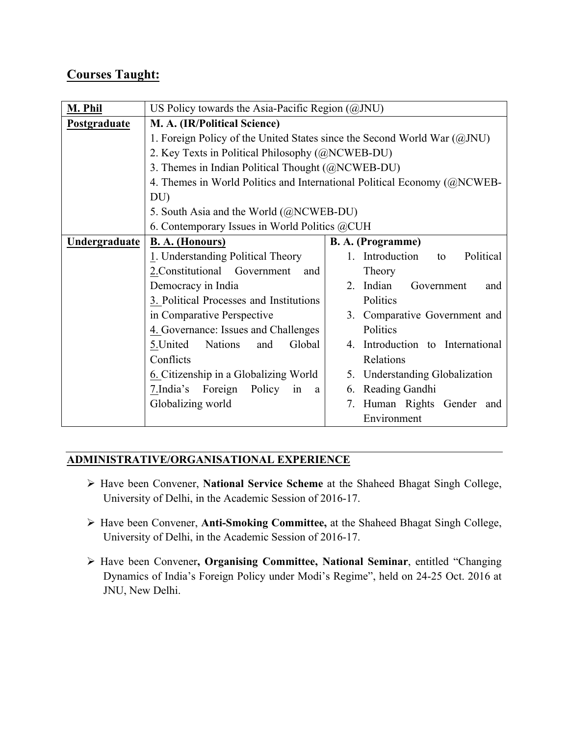## Courses Taught:

| **M. Phil** | US Policy towards the Asia-Pacific Region (@JNU) | |
|---|---|---|
| **Postgraduate** | **M. A. (IR/Political Science)**<br>1. Foreign Policy of the United States since the Second World War (@JNU)<br>2. Key Texts in Political Philosophy (@NCWEB-DU)<br>3. Themes in Indian Political Thought (@NCWEB-DU)<br>4. Themes in World Politics and International Political Economy (@NCWEB-DU)<br>5. South Asia and the World (@NCWEB-DU)<br>6. Contemporary Issues in World Politics @CUH | |
| **Undergraduate** | **B. A. (Honours)**<br>1. Understanding Political Theory<br>2. Constitutional Government and Democracy in India<br>3. Political Processes and Institutions in Comparative Perspective<br>4. Governance: Issues and Challenges<br>5. United Nations and Global Conflicts<br>6. Citizenship in a Globalizing World<br>7. India's Foreign Policy in a Globalizing world | **B. A. (Programme)**<br>1. Introduction to Political Theory<br>2. Indian Government and Politics<br>3. Comparative Government and Politics<br>4. Introduction to International Relations<br>5. Understanding Globalization<br>6. Reading Gandhi<br>7. Human Rights Gender and Environment |

## ADMINISTRATIVE/ORGANISATIONAL EXPERIENCE

- Have been Convener, **National Service Scheme** at the Shaheed Bhagat Singh College, University of Delhi, in the Academic Session of 2016-17.
- Have been Convener, **Anti-Smoking Committee,** at the Shaheed Bhagat Singh College, University of Delhi, in the Academic Session of 2016-17.
- Have been Convener**, Organising Committee, National Seminar**, entitled "Changing Dynamics of India's Foreign Policy under Modi's Regime", held on 24-25 Oct. 2016 at JNU, New Delhi.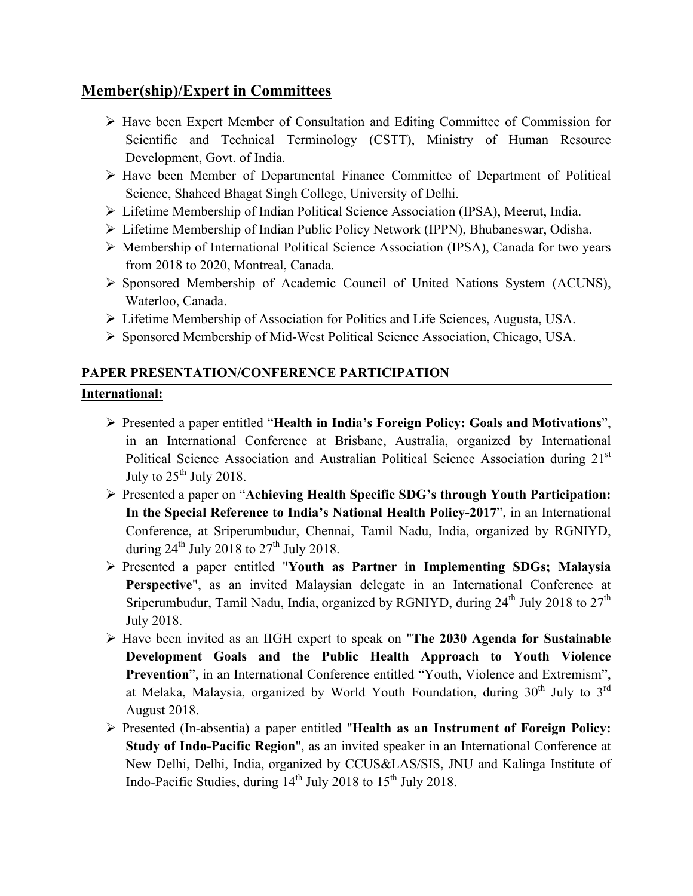## Member(ship)/Expert in Committees

- Have been Expert Member of Consultation and Editing Committee of Commission for Scientific and Technical Terminology (CSTT), Ministry of Human Resource Development, Govt. of India.
- Have been Member of Departmental Finance Committee of Department of Political Science, Shaheed Bhagat Singh College, University of Delhi.
- Lifetime Membership of Indian Political Science Association (IPSA), Meerut, India.
- Lifetime Membership of Indian Public Policy Network (IPPN), Bhubaneswar, Odisha.
- Membership of International Political Science Association (IPSA), Canada for two years from 2018 to 2020, Montreal, Canada.
- Sponsored Membership of Academic Council of United Nations System (ACUNS), Waterloo, Canada.
- Lifetime Membership of Association for Politics and Life Sciences, Augusta, USA.
- Sponsored Membership of Mid-West Political Science Association, Chicago, USA.

### PAPER PRESENTATION/CONFERENCE PARTICIPATION

**International:**

- Presented a paper entitled "**Health in India's Foreign Policy: Goals and Motivations**", in an International Conference at Brisbane, Australia, organized by International Political Science Association and Australian Political Science Association during 21st July to 25th July 2018.
- Presented a paper on "**Achieving Health Specific SDG's through Youth Participation: In the Special Reference to India's National Health Policy-2017**", in an International Conference, at Sriperumbudur, Chennai, Tamil Nadu, India, organized by RGNIYD, during 24th July 2018 to 27th July 2018.
- Presented a paper entitled "**Youth as Partner in Implementing SDGs; Malaysia Perspective**", as an invited Malaysian delegate in an International Conference at Sriperumbudur, Tamil Nadu, India, organized by RGNIYD, during 24th July 2018 to 27th July 2018.
- Have been invited as an IIGH expert to speak on "**The 2030 Agenda for Sustainable Development Goals and the Public Health Approach to Youth Violence Prevention**", in an International Conference entitled "Youth, Violence and Extremism", at Melaka, Malaysia, organized by World Youth Foundation, during 30th July to 3rd August 2018.
- Presented (In-absentia) a paper entitled "**Health as an Instrument of Foreign Policy: Study of Indo-Pacific Region**", as an invited speaker in an International Conference at New Delhi, Delhi, India, organized by CCUS&LAS/SIS, JNU and Kalinga Institute of Indo-Pacific Studies, during 14th July 2018 to 15th July 2018.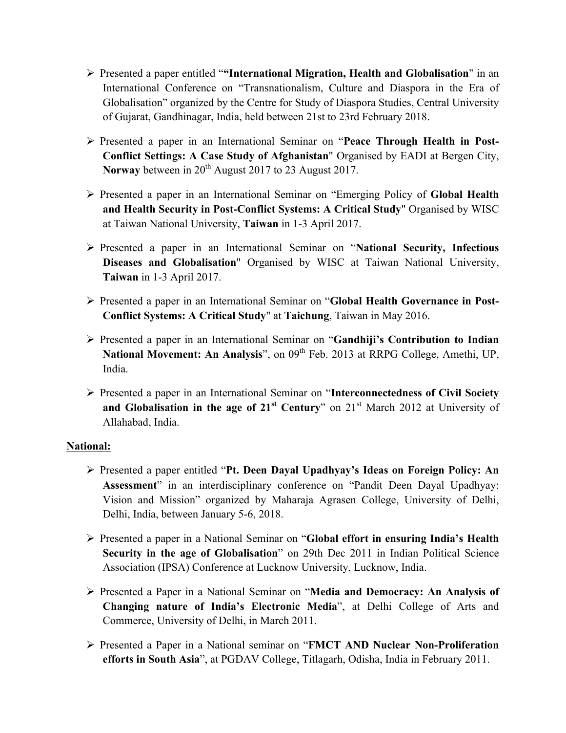- Presented a paper entitled "**"International Migration, Health and Globalisation**" in an International Conference on "Transnationalism, Culture and Diaspora in the Era of Globalisation" organized by the Centre for Study of Diaspora Studies, Central University of Gujarat, Gandhinagar, India, held between 21st to 23rd February 2018.

- Presented a paper in an International Seminar on "**Peace Through Health in Post-Conflict Settings: A Case Study of Afghanistan**" Organised by EADI at Bergen City, **Norway** between in 20th August 2017 to 23 August 2017.

- Presented a paper in an International Seminar on "Emerging Policy of **Global Health and Health Security in Post-Conflict Systems: A Critical Study**" Organised by WISC at Taiwan National University, **Taiwan** in 1-3 April 2017.

- Presented a paper in an International Seminar on "**National Security, Infectious Diseases and Globalisation**" Organised by WISC at Taiwan National University, **Taiwan** in 1-3 April 2017.

- Presented a paper in an International Seminar on "**Global Health Governance in Post-Conflict Systems: A Critical Study**" at **Taichung**, Taiwan in May 2016.

- Presented a paper in an International Seminar on "**Gandhiji's Contribution to Indian National Movement: An Analysis**", on 09th Feb. 2013 at RRPG College, Amethi, UP, India.

- Presented a paper in an International Seminar on "**Interconnectedness of Civil Society and Globalisation in the age of 21st Century**" on 21st March 2012 at University of Allahabad, India.

<u>**National:**</u>

- Presented a paper entitled "**Pt. Deen Dayal Upadhyay's Ideas on Foreign Policy: An Assessment**" in an interdisciplinary conference on "Pandit Deen Dayal Upadhyay: Vision and Mission" organized by Maharaja Agrasen College, University of Delhi, Delhi, India, between January 5-6, 2018.

- Presented a paper in a National Seminar on "**Global effort in ensuring India's Health Security in the age of Globalisation**" on 29th Dec 2011 in Indian Political Science Association (IPSA) Conference at Lucknow University, Lucknow, India.

- Presented a Paper in a National Seminar on "**Media and Democracy: An Analysis of Changing nature of India's Electronic Media**", at Delhi College of Arts and Commerce, University of Delhi, in March 2011.

- Presented a Paper in a National seminar on "**FMCT AND Nuclear Non-Proliferation efforts in South Asia**", at PGDAV College, Titlagarh, Odisha, India in February 2011.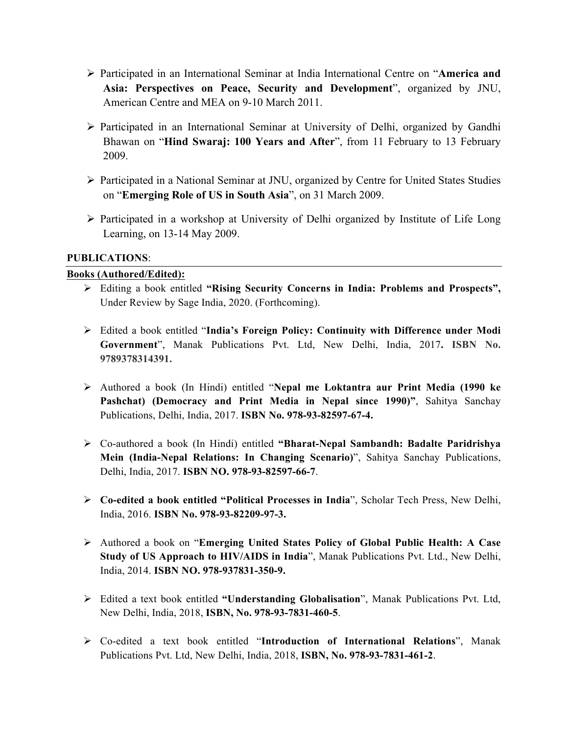- Participated in an International Seminar at India International Centre on "**America and Asia: Perspectives on Peace, Security and Development**", organized by JNU, American Centre and MEA on 9-10 March 2011.

- Participated in an International Seminar at University of Delhi, organized by Gandhi Bhawan on "**Hind Swaraj: 100 Years and After**", from 11 February to 13 February 2009.

- Participated in a National Seminar at JNU, organized by Centre for United States Studies on "**Emerging Role of US in South Asia**", on 31 March 2009.

- Participated in a workshop at University of Delhi organized by Institute of Life Long Learning, on 13-14 May 2009.

**PUBLICATIONS**:

**Books (Authored/Edited):**

- Editing a book entitled **"Rising Security Concerns in India: Problems and Prospects",** Under Review by Sage India, 2020. (Forthcoming).

- Edited a book entitled "**India's Foreign Policy: Continuity with Difference under Modi Government**", Manak Publications Pvt. Ltd, New Delhi, India, 2017**. ISBN No. 9789378314391.**

- Authored a book (In Hindi) entitled "**Nepal me Loktantra aur Print Media (1990 ke Pashchat) (Democracy and Print Media in Nepal since 1990)"**, Sahitya Sanchay Publications, Delhi, India, 2017. **ISBN No. 978-93-82597-67-4.**

- Co-authored a book (In Hindi) entitled **"Bharat-Nepal Sambandh: Badalte Paridrishya Mein (India-Nepal Relations: In Changing Scenario)**", Sahitya Sanchay Publications, Delhi, India, 2017. **ISBN NO. 978-93-82597-66-7**.

- **Co-edited a book entitled "Political Processes in India**", Scholar Tech Press, New Delhi, India, 2016. **ISBN No. 978-93-82209-97-3.**

- Authored a book on "**Emerging United States Policy of Global Public Health: A Case Study of US Approach to HIV/AIDS in India**", Manak Publications Pvt. Ltd., New Delhi, India, 2014. **ISBN NO. 978-937831-350-9.**

- Edited a text book entitled **"Understanding Globalisation**", Manak Publications Pvt. Ltd, New Delhi, India, 2018, **ISBN, No. 978-93-7831-460-5**.

- Co-edited a text book entitled "**Introduction of International Relations**", Manak Publications Pvt. Ltd, New Delhi, India, 2018, **ISBN, No. 978-93-7831-461-2**.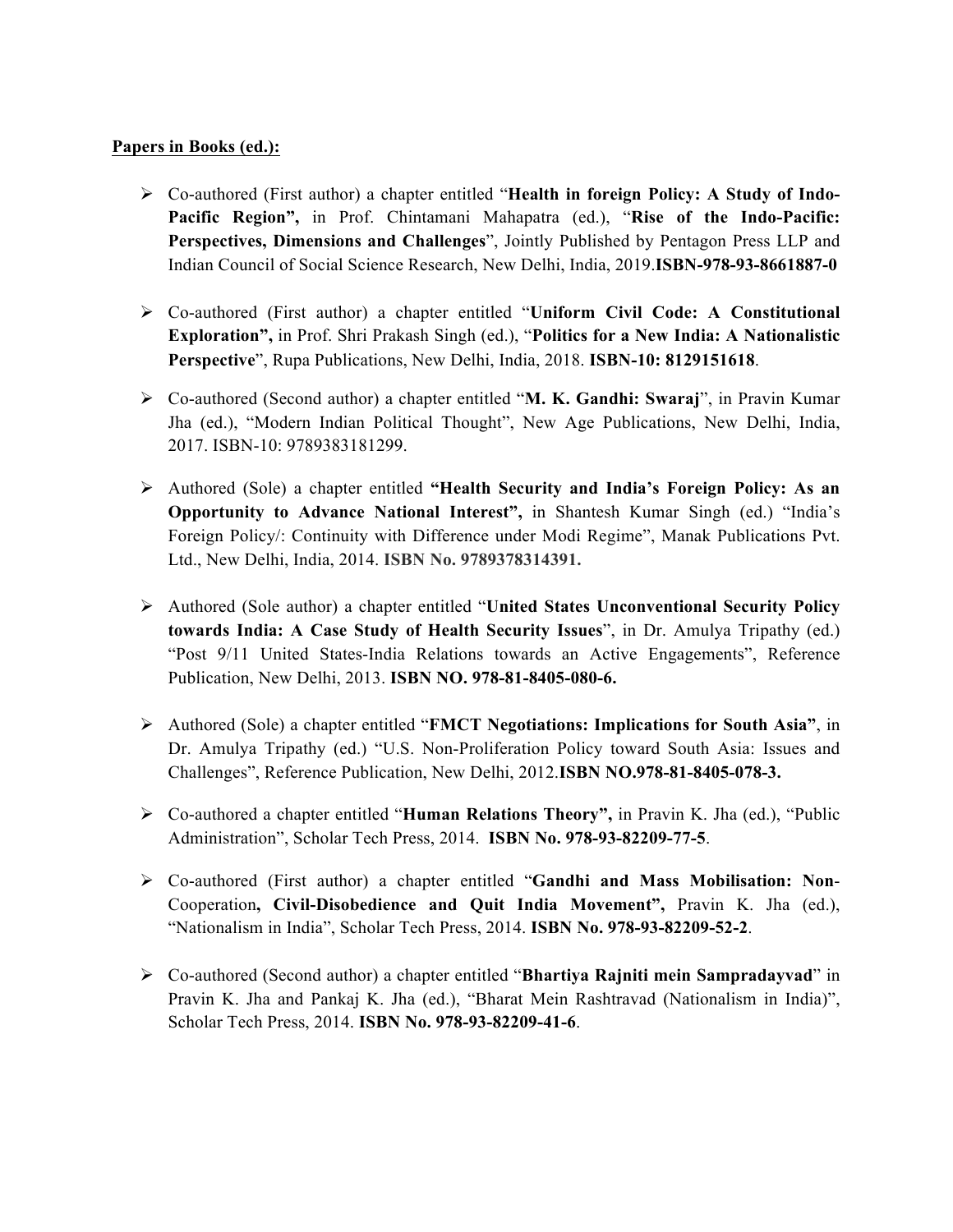**Papers in Books (ed.):**

- Co-authored (First author) a chapter entitled "**Health in foreign Policy: A Study of Indo-Pacific Region",** in Prof. Chintamani Mahapatra (ed.), "**Rise of the Indo-Pacific: Perspectives, Dimensions and Challenges**", Jointly Published by Pentagon Press LLP and Indian Council of Social Science Research, New Delhi, India, 2019.**ISBN-978-93-8661887-0**

- Co-authored (First author) a chapter entitled "**Uniform Civil Code: A Constitutional Exploration",** in Prof. Shri Prakash Singh (ed.), "**Politics for a New India: A Nationalistic Perspective**", Rupa Publications, New Delhi, India, 2018. **ISBN-10: 8129151618**.

- Co-authored (Second author) a chapter entitled "**M. K. Gandhi: Swaraj**", in Pravin Kumar Jha (ed.), "Modern Indian Political Thought", New Age Publications, New Delhi, India, 2017. ISBN-10: 9789383181299.

- Authored (Sole) a chapter entitled **"Health Security and India's Foreign Policy: As an Opportunity to Advance National Interest",** in Shantesh Kumar Singh (ed.) "India's Foreign Policy/: Continuity with Difference under Modi Regime", Manak Publications Pvt. Ltd., New Delhi, India, 2014. **ISBN No. 9789378314391.**

- Authored (Sole author) a chapter entitled "**United States Unconventional Security Policy towards India: A Case Study of Health Security Issues**", in Dr. Amulya Tripathy (ed.) "Post 9/11 United States-India Relations towards an Active Engagements", Reference Publication, New Delhi, 2013. **ISBN NO. 978-81-8405-080-6.**

- Authored (Sole) a chapter entitled "**FMCT Negotiations: Implications for South Asia"**, in Dr. Amulya Tripathy (ed.) "U.S. Non-Proliferation Policy toward South Asia: Issues and Challenges", Reference Publication, New Delhi, 2012.**ISBN NO.978-81-8405-078-3.**

- Co-authored a chapter entitled "**Human Relations Theory",** in Pravin K. Jha (ed.), "Public Administration", Scholar Tech Press, 2014. **ISBN No. 978-93-82209-77-5**.

- Co-authored (First author) a chapter entitled "**Gandhi and Mass Mobilisation: Non-**Cooperation**, Civil-Disobedience and Quit India Movement",** Pravin K. Jha (ed.), "Nationalism in India", Scholar Tech Press, 2014. **ISBN No. 978-93-82209-52-2**.

- Co-authored (Second author) a chapter entitled "**Bhartiya Rajniti mein Sampradayvad**" in Pravin K. Jha and Pankaj K. Jha (ed.), "Bharat Mein Rashtravad (Nationalism in India)", Scholar Tech Press, 2014. **ISBN No. 978-93-82209-41-6**.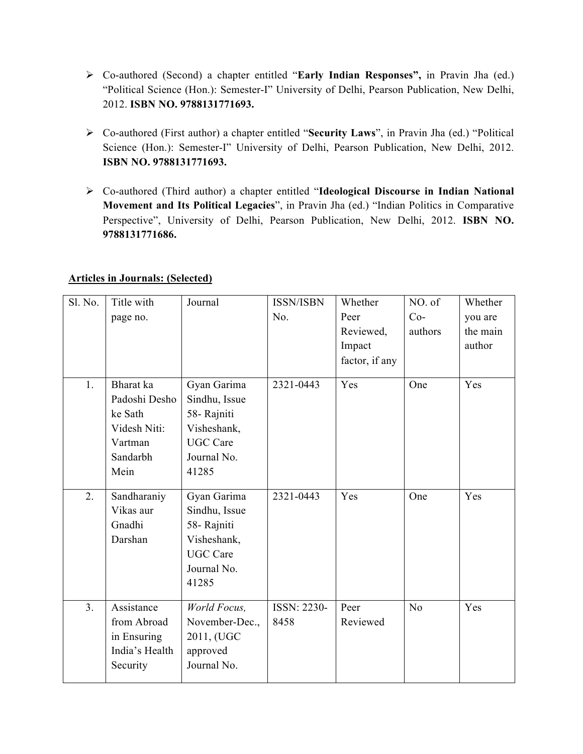- Co-authored (Second) a chapter entitled "**Early Indian Responses",** in Pravin Jha (ed.) "Political Science (Hon.): Semester-I" University of Delhi, Pearson Publication, New Delhi, 2012. **ISBN NO. 9788131771693.**

- Co-authored (First author) a chapter entitled "**Security Laws**", in Pravin Jha (ed.) "Political Science (Hon.): Semester-I" University of Delhi, Pearson Publication, New Delhi, 2012. **ISBN NO. 9788131771693.**

- Co-authored (Third author) a chapter entitled "**Ideological Discourse in Indian National Movement and Its Political Legacies**", in Pravin Jha (ed.) "Indian Politics in Comparative Perspective", University of Delhi, Pearson Publication, New Delhi, 2012. **ISBN NO. 9788131771686.**

**Articles in Journals: (Selected)**

| Sl. No. | Title with page no. | Journal | ISSN/ISBN No. | Whether Peer Reviewed, Impact factor, if any | NO. of Co-authors | Whether you are the main author |
|---|---|---|---|---|---|---|
| 1. | Bharat ka Padoshi Desho ke Sath Videsh Niti: Vartman Sandarbh Mein | Gyan Garima Sindhu, Issue 58- Rajniti Visheshank, UGC Care Journal No. 41285 | 2321-0443 | Yes | One | Yes |
| 2. | Sandharaniy Vikas aur Gnadhi Darshan | Gyan Garima Sindhu, Issue 58- Rajniti Visheshank, UGC Care Journal No. 41285 | 2321-0443 | Yes | One | Yes |
| 3. | Assistance from Abroad in Ensuring India's Health Security | *World Focus,* November-Dec., 2011, (UGC approved Journal No. | ISSN: 2230-8458 | Peer Reviewed | No | Yes |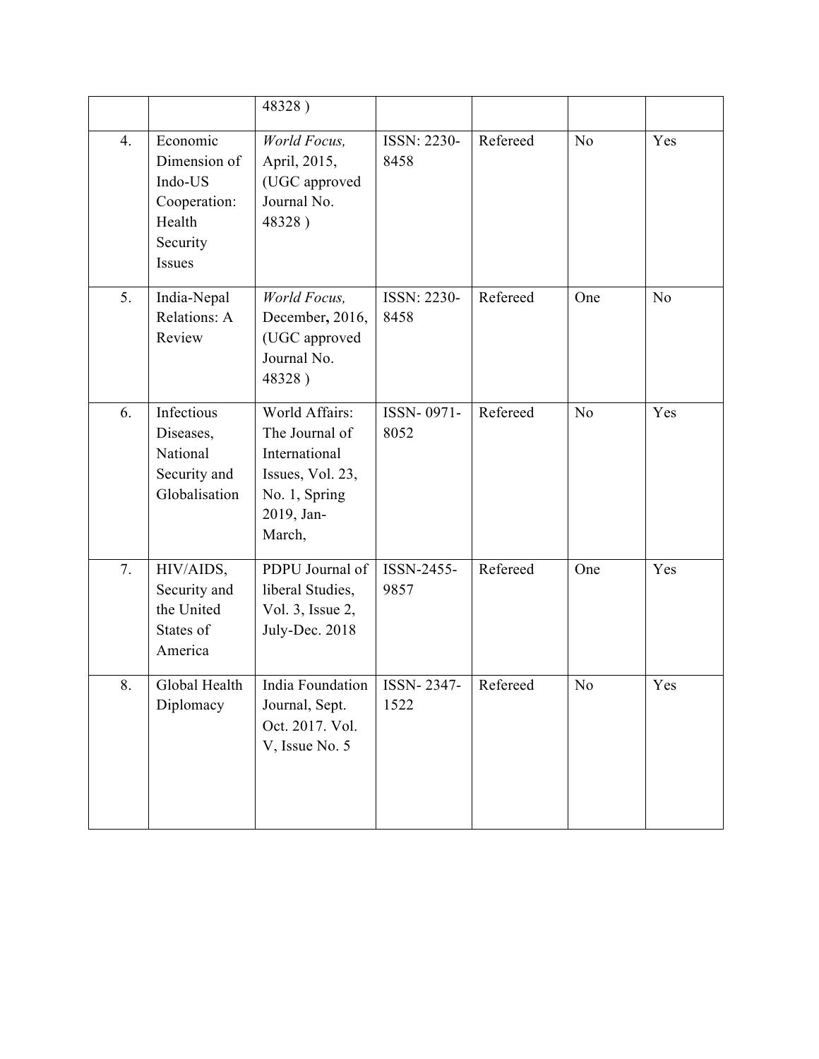|  |  | 48328 ) |  |  |  |  |
|---|---|---|---|---|---|---|
| 4. | Economic Dimension of Indo-US Cooperation: Health Security Issues | *World Focus,* April, 2015, (UGC approved Journal No. 48328 ) | ISSN: 2230-8458 | Refereed | No | Yes |
| 5. | India-Nepal Relations: A Review | *World Focus,* December**,** 2016, (UGC approved Journal No. 48328 ) | ISSN: 2230-8458 | Refereed | One | No |
| 6. | Infectious Diseases, National Security and Globalisation | World Affairs: The Journal of International Issues, Vol. 23, No. 1, Spring 2019, Jan-March, | ISSN- 0971-8052 | Refereed | No | Yes |
| 7. | HIV/AIDS, Security and the United States of America | PDPU Journal of liberal Studies, Vol. 3, Issue 2, July-Dec. 2018 | ISSN-2455-9857 | Refereed | One | Yes |
| 8. | Global Health Diplomacy | India Foundation Journal, Sept. Oct. 2017. Vol. V, Issue No. 5 | ISSN- 2347-1522 | Refereed | No | Yes |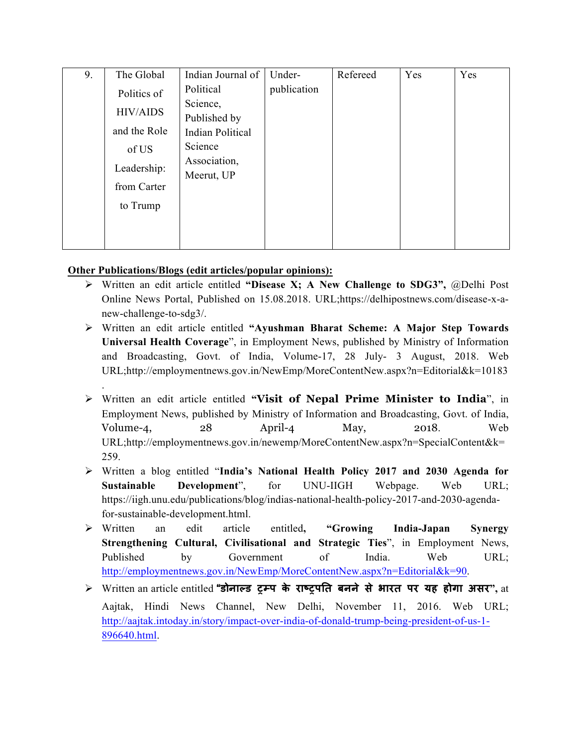| 9. | The Global Politics of HIV/AIDS and the Role of US Leadership: from Carter to Trump | Indian Journal of Political Science, Published by Indian Political Science Association, Meerut, UP | Under-publication | Refereed | Yes | Yes |
|---|---|---|---|---|---|---|

**Other Publications/Blogs (edit articles/popular opinions):**

- Written an edit article entitled **"Disease X; A New Challenge to SDG3",** @Delhi Post Online News Portal, Published on 15.08.2018. URL;https://delhipostnews.com/disease-x-a-new-challenge-to-sdg3/.
- Written an edit article entitled **"Ayushman Bharat Scheme: A Major Step Towards Universal Health Coverage"**, in Employment News, published by Ministry of Information and Broadcasting, Govt. of India, Volume-17, 28 July- 3 August, 2018. Web URL;http://employmentnews.gov.in/NewEmp/MoreContentNew.aspx?n=Editorial&k=10183.
- Written an edit article entitled **"Visit of Nepal Prime Minister to India"**, in Employment News, published by Ministry of Information and Broadcasting, Govt. of India, Volume-4, 28 April-4 May, 2018. Web URL;http://employmentnews.gov.in/newemp/MoreContentNew.aspx?n=SpecialContent&k=259.
- Written a blog entitled "**India's National Health Policy 2017 and 2030 Agenda for Sustainable Development**", for UNU-IIGH Webpage. Web URL; https://iigh.unu.edu/publications/blog/indias-national-health-policy-2017-and-2030-agenda-for-sustainable-development.html.
- Written an edit article entitled**, "Growing India-Japan Synergy Strengthening Cultural, Civilisational and Strategic Ties**", in Employment News, Published by Government of India. Web URL; http://employmentnews.gov.in/NewEmp/MoreContentNew.aspx?n=Editorial&k=90.
- Written an article entitled **"डोनाल्ड ट्रम्प के राष्ट्रपति बनने से भारत पर यह होगा असर",** at Aajtak, Hindi News Channel, New Delhi, November 11, 2016. Web URL; http://aajtak.intoday.in/story/impact-over-india-of-donald-trump-being-president-of-us-1-896640.html.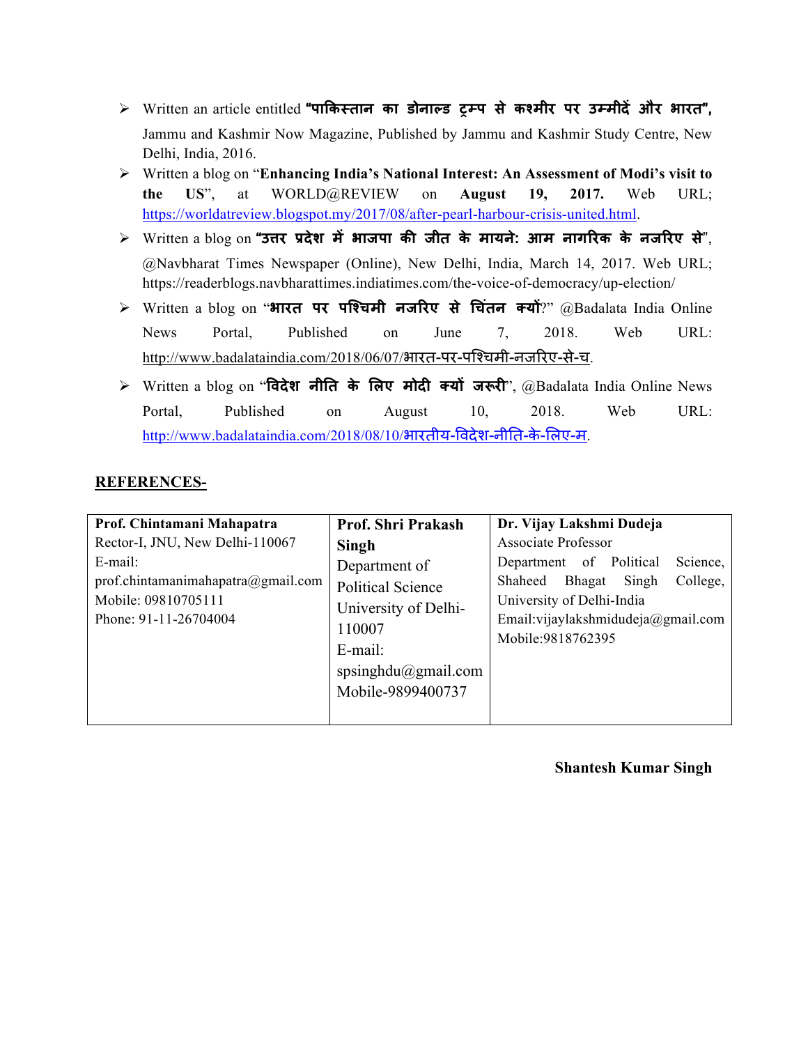- Written an article entitled **"पाकिस्तान का डोनाल्ड ट्रम्प से कश्मीर पर उम्मीदें और भारत",** Jammu and Kashmir Now Magazine, Published by Jammu and Kashmir Study Centre, New Delhi, India, 2016.
- Written a blog on "**Enhancing India's National Interest: An Assessment of Modi's visit to the US**", at WORLD@REVIEW on **August 19, 2017.** Web URL; https://worldatreview.blogspot.my/2017/08/after-pearl-harbour-crisis-united.html.
- Written a blog on **"उत्तर प्रदेश में भाजपा की जीत के मायने: आम नागरिक के नजरिए से**", @Navbharat Times Newspaper (Online), New Delhi, India, March 14, 2017. Web URL; https://readerblogs.navbharattimes.indiatimes.com/the-voice-of-democracy/up-election/
- Written a blog on "**भारत पर पश्चिमी नजरिए से चिंतन क्यों**?" @Badalata India Online News Portal, Published on June 7, 2018. Web URL: http://www.badalataindia.com/2018/06/07/भारत-पर-पश्चिमी-नजरिए-से-च.
- Written a blog on "**विदेश नीति के लिए मोदी क्यों जरूरी**", @Badalata India Online News Portal, Published on August 10, 2018. Web URL: http://www.badalataindia.com/2018/08/10/भारतीय-विदेश-नीति-के-लिए-म.

**REFERENCES-**

| | | |
|---|---|---|
| **Prof. Chintamani Mahapatra**<br>Rector-I, JNU, New Delhi-110067<br>E-mail: prof.chintamanimahapatra@gmail.com<br>Mobile: 09810705111<br>Phone: 91-11-26704004 | **Prof. Shri Prakash Singh**<br>Department of Political Science<br>University of Delhi-110007<br>E-mail: spsinghdu@gmail.com<br>Mobile-9899400737 | **Dr. Vijay Lakshmi Dudeja**<br>Associate Professor<br>Department of Political Science, Shaheed Bhagat Singh College, University of Delhi-India<br>Email:vijaylakshmidudeja@gmail.com<br>Mobile:9818762395 |

**Shantesh Kumar Singh**